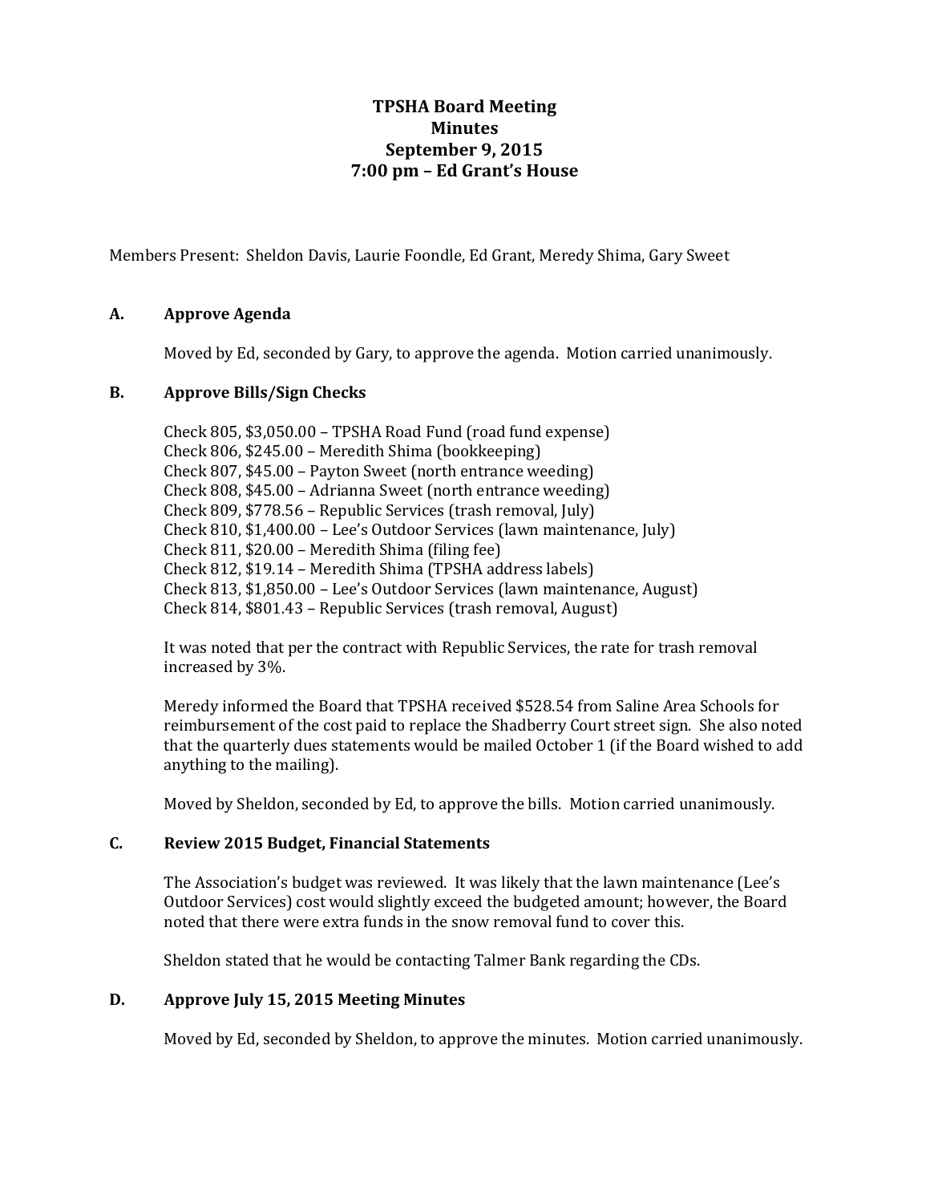# TPSHA Board Meeting
## Minutes
## September 9, 2015
## 7:00 pm – Ed Grant's House

Members Present: Sheldon Davis, Laurie Foondle, Ed Grant, Meredy Shima, Gary Sweet

### A. Approve Agenda

Moved by Ed, seconded by Gary, to approve the agenda. Motion carried unanimously.

### B. Approve Bills/Sign Checks

Check 805, $3,050.00 – TPSHA Road Fund (road fund expense)
Check 806, $245.00 – Meredith Shima (bookkeeping)
Check 807, $45.00 – Payton Sweet (north entrance weeding)
Check 808, $45.00 – Adrianna Sweet (north entrance weeding)
Check 809, $778.56 – Republic Services (trash removal, July)
Check 810, $1,400.00 – Lee's Outdoor Services (lawn maintenance, July)
Check 811, $20.00 – Meredith Shima (filing fee)
Check 812, $19.14 – Meredith Shima (TPSHA address labels)
Check 813, $1,850.00 – Lee's Outdoor Services (lawn maintenance, August)
Check 814, $801.43 – Republic Services (trash removal, August)

It was noted that per the contract with Republic Services, the rate for trash removal increased by 3%.

Meredy informed the Board that TPSHA received $528.54 from Saline Area Schools for reimbursement of the cost paid to replace the Shadberry Court street sign. She also noted that the quarterly dues statements would be mailed October 1 (if the Board wished to add anything to the mailing).

Moved by Sheldon, seconded by Ed, to approve the bills. Motion carried unanimously.

### C. Review 2015 Budget, Financial Statements

The Association's budget was reviewed. It was likely that the lawn maintenance (Lee's Outdoor Services) cost would slightly exceed the budgeted amount; however, the Board noted that there were extra funds in the snow removal fund to cover this.

Sheldon stated that he would be contacting Talmer Bank regarding the CDs.

### D. Approve July 15, 2015 Meeting Minutes

Moved by Ed, seconded by Sheldon, to approve the minutes. Motion carried unanimously.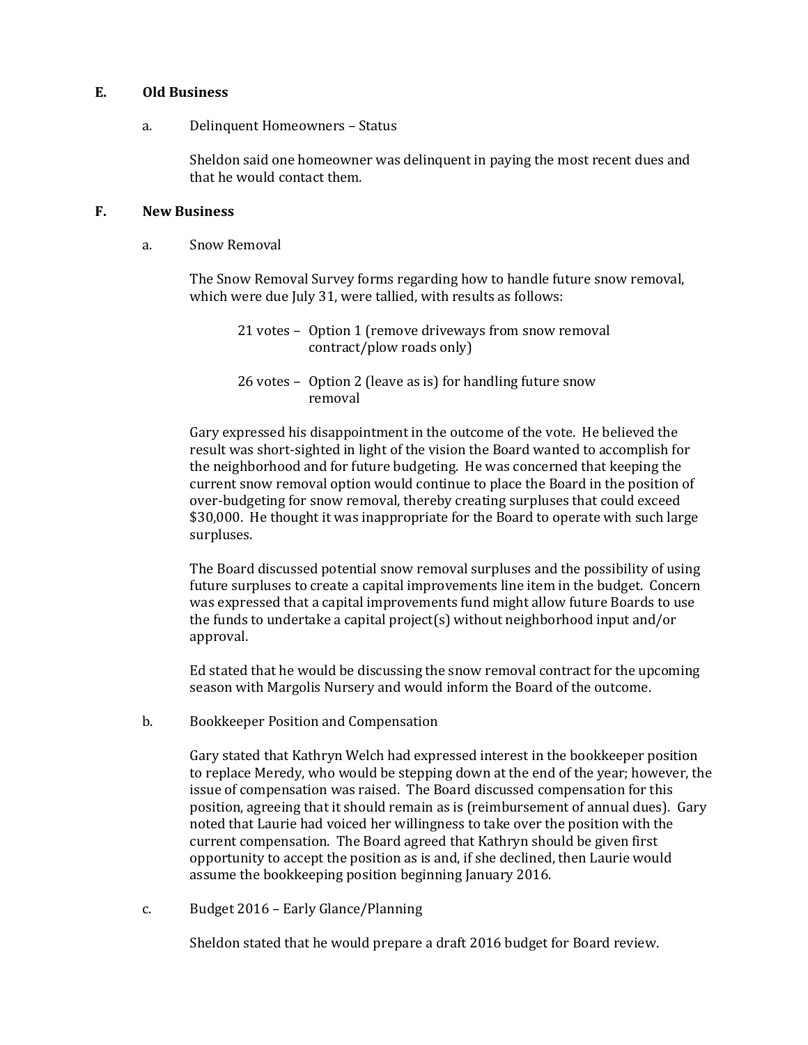## E. Old Business

a. Delinquent Homeowners – Status

Sheldon said one homeowner was delinquent in paying the most recent dues and that he would contact them.

## F. New Business

a. Snow Removal

The Snow Removal Survey forms regarding how to handle future snow removal, which were due July 31, were tallied, with results as follows:

21 votes – Option 1 (remove driveways from snow removal contract/plow roads only)

26 votes – Option 2 (leave as is) for handling future snow removal

Gary expressed his disappointment in the outcome of the vote. He believed the result was short-sighted in light of the vision the Board wanted to accomplish for the neighborhood and for future budgeting. He was concerned that keeping the current snow removal option would continue to place the Board in the position of over-budgeting for snow removal, thereby creating surpluses that could exceed $30,000. He thought it was inappropriate for the Board to operate with such large surpluses.

The Board discussed potential snow removal surpluses and the possibility of using future surpluses to create a capital improvements line item in the budget. Concern was expressed that a capital improvements fund might allow future Boards to use the funds to undertake a capital project(s) without neighborhood input and/or approval.

Ed stated that he would be discussing the snow removal contract for the upcoming season with Margolis Nursery and would inform the Board of the outcome.

b. Bookkeeper Position and Compensation

Gary stated that Kathryn Welch had expressed interest in the bookkeeper position to replace Meredy, who would be stepping down at the end of the year; however, the issue of compensation was raised. The Board discussed compensation for this position, agreeing that it should remain as is (reimbursement of annual dues). Gary noted that Laurie had voiced her willingness to take over the position with the current compensation. The Board agreed that Kathryn should be given first opportunity to accept the position as is and, if she declined, then Laurie would assume the bookkeeping position beginning January 2016.

c. Budget 2016 – Early Glance/Planning

Sheldon stated that he would prepare a draft 2016 budget for Board review.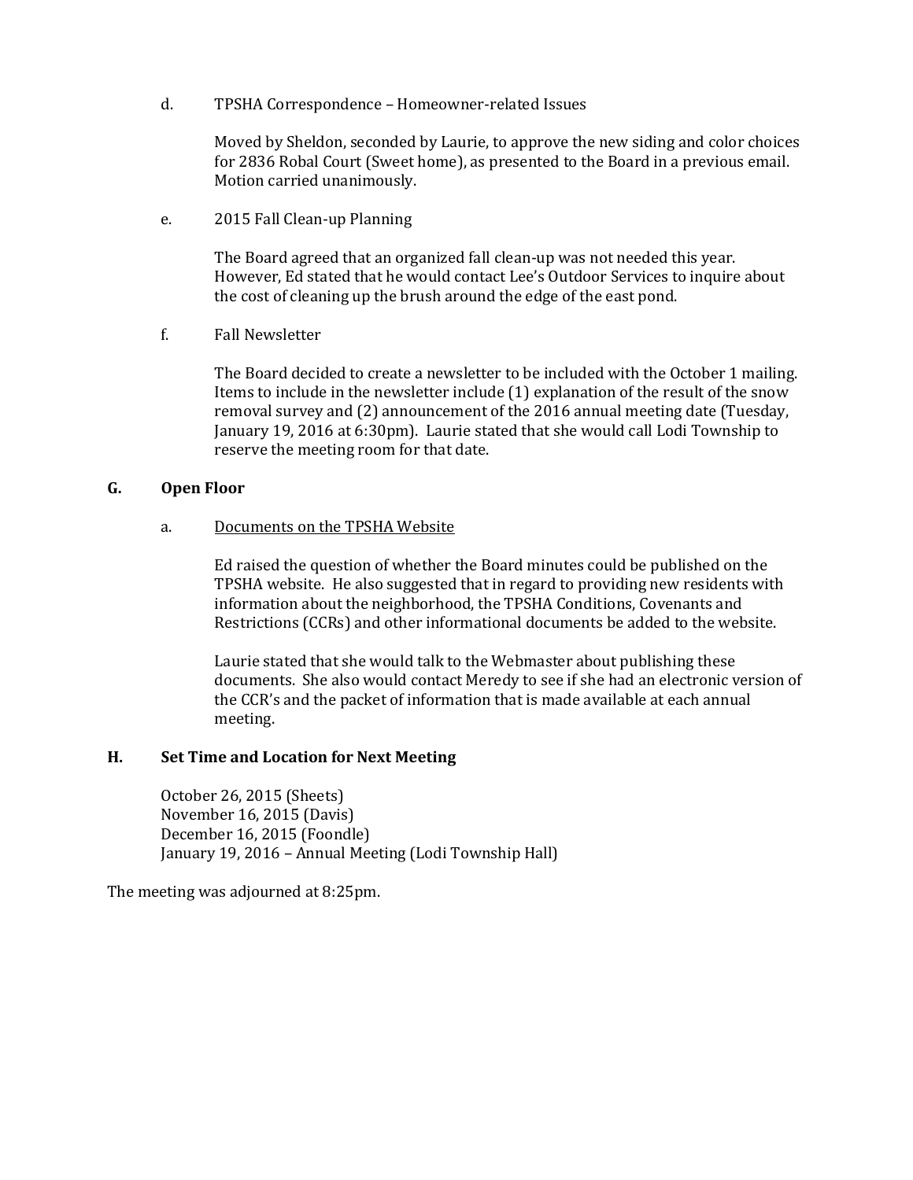d. TPSHA Correspondence – Homeowner-related Issues

Moved by Sheldon, seconded by Laurie, to approve the new siding and color choices for 2836 Robal Court (Sweet home), as presented to the Board in a previous email. Motion carried unanimously.

e. 2015 Fall Clean-up Planning

The Board agreed that an organized fall clean-up was not needed this year. However, Ed stated that he would contact Lee's Outdoor Services to inquire about the cost of cleaning up the brush around the edge of the east pond.

f. Fall Newsletter

The Board decided to create a newsletter to be included with the October 1 mailing. Items to include in the newsletter include (1) explanation of the result of the snow removal survey and (2) announcement of the 2016 annual meeting date (Tuesday, January 19, 2016 at 6:30pm). Laurie stated that she would call Lodi Township to reserve the meeting room for that date.

## G. Open Floor

a. <u>Documents on the TPSHA Website</u>

Ed raised the question of whether the Board minutes could be published on the TPSHA website. He also suggested that in regard to providing new residents with information about the neighborhood, the TPSHA Conditions, Covenants and Restrictions (CCRs) and other informational documents be added to the website.

Laurie stated that she would talk to the Webmaster about publishing these documents. She also would contact Meredy to see if she had an electronic version of the CCR's and the packet of information that is made available at each annual meeting.

## H. Set Time and Location for Next Meeting

October 26, 2015 (Sheets)
November 16, 2015 (Davis)
December 16, 2015 (Foondle)
January 19, 2016 – Annual Meeting (Lodi Township Hall)

The meeting was adjourned at 8:25pm.